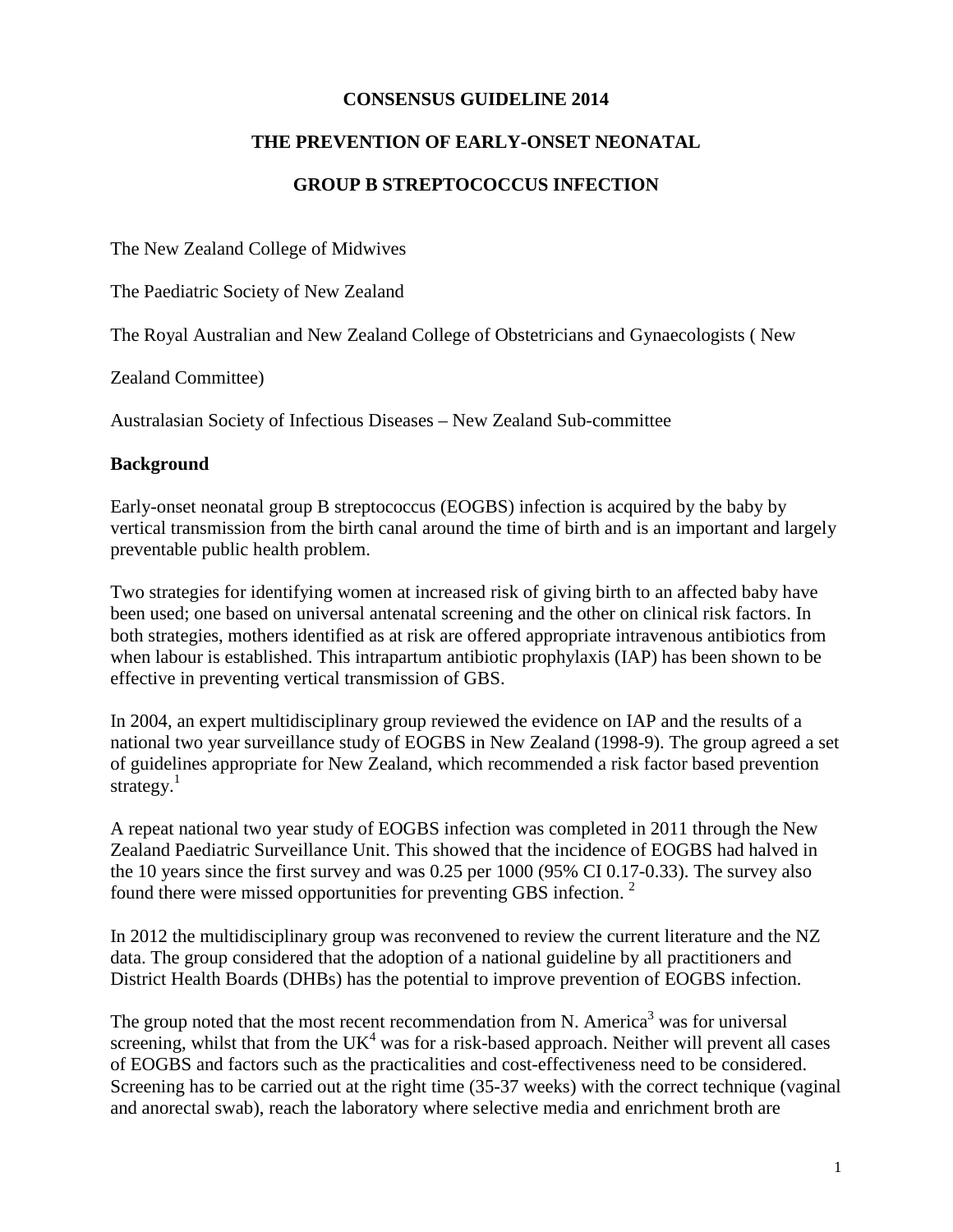# CONSENSUS GUIDELINE 2014

# THE PREVENTION OF EARLY-ONSET NEONATAL GROUP B STREPTOCOCCUS INFECTION

The New Zealand College of Midwives

The Paediatric Society of New Zealand

The Royal Australian and New Zealand College of Obstetricians and Gynaecologists ( New Zealand Committee)

Australasian Society of Infectious Diseases – New Zealand Sub-committee

## Background

Early-onset neonatal group B streptococcus (EOGBS) infection is acquired by the baby by vertical transmission from the birth canal around the time of birth and is an important and largely preventable public health problem.

Two strategies for identifying women at increased risk of giving birth to an affected baby have been used; one based on universal antenatal screening and the other on clinical risk factors. In both strategies, mothers identified as at risk are offered appropriate intravenous antibiotics from when labour is established. This intrapartum antibiotic prophylaxis (IAP) has been shown to be effective in preventing vertical transmission of GBS.

In 2004, an expert multidisciplinary group reviewed the evidence on IAP and the results of a national two year surveillance study of EOGBS in New Zealand (1998-9). The group agreed a set of guidelines appropriate for New Zealand, which recommended a risk factor based prevention strategy.[1]

A repeat national two year study of EOGBS infection was completed in 2011 through the New Zealand Paediatric Surveillance Unit. This showed that the incidence of EOGBS had halved in the 10 years since the first survey and was 0.25 per 1000 (95% CI 0.17-0.33). The survey also found there were missed opportunities for preventing GBS infection. [2]

In 2012 the multidisciplinary group was reconvened to review the current literature and the NZ data. The group considered that the adoption of a national guideline by all practitioners and District Health Boards (DHBs) has the potential to improve prevention of EOGBS infection.

The group noted that the most recent recommendation from N. America[3] was for universal screening, whilst that from the UK[4] was for a risk-based approach. Neither will prevent all cases of EOGBS and factors such as the practicalities and cost-effectiveness need to be considered. Screening has to be carried out at the right time (35-37 weeks) with the correct technique (vaginal and anorectal swab), reach the laboratory where selective media and enrichment broth are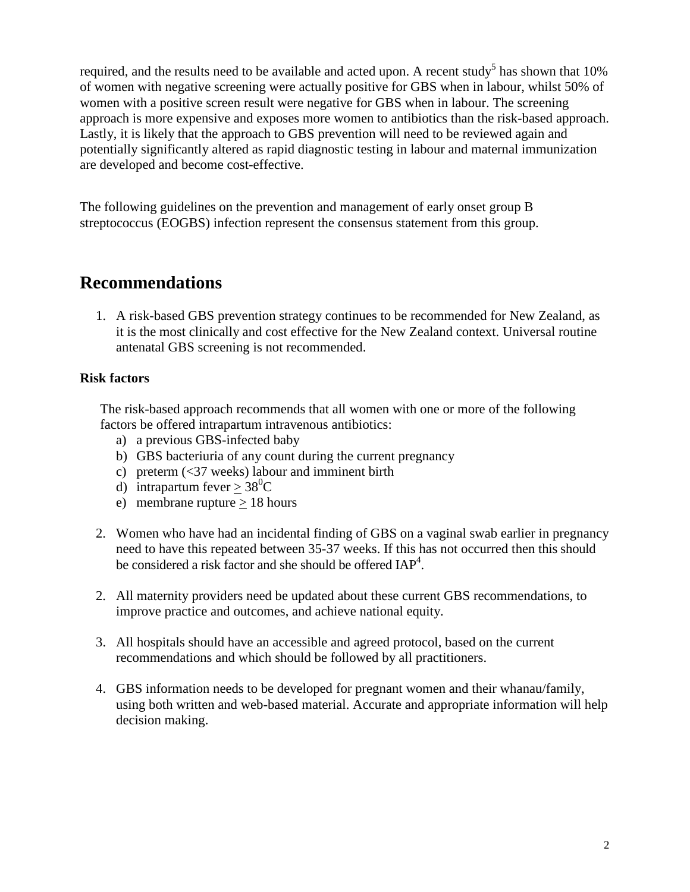required, and the results need to be available and acted upon. A recent study[5] has shown that 10% of women with negative screening were actually positive for GBS when in labour, whilst 50% of women with a positive screen result were negative for GBS when in labour. The screening approach is more expensive and exposes more women to antibiotics than the risk-based approach. Lastly, it is likely that the approach to GBS prevention will need to be reviewed again and potentially significantly altered as rapid diagnostic testing in labour and maternal immunization are developed and become cost-effective.

The following guidelines on the prevention and management of early onset group B streptococcus (EOGBS) infection represent the consensus statement from this group.

## Recommendations

1. A risk-based GBS prevention strategy continues to be recommended for New Zealand, as it is the most clinically and cost effective for the New Zealand context. Universal routine antenatal GBS screening is not recommended.

### Risk factors

The risk-based approach recommends that all women with one or more of the following factors be offered intrapartum intravenous antibiotics:

a) a previous GBS-infected baby
b) GBS bacteriuria of any count during the current pregnancy
c) preterm (<37 weeks) labour and imminent birth
d) intrapartum fever $\geq 38^0$C
e) membrane rupture $\geq$ 18 hours

2. Women who have had an incidental finding of GBS on a vaginal swab earlier in pregnancy need to have this repeated between 35-37 weeks. If this has not occurred then this should be considered a risk factor and she should be offered IAP[4].

2. All maternity providers need be updated about these current GBS recommendations, to improve practice and outcomes, and achieve national equity.

3. All hospitals should have an accessible and agreed protocol, based on the current recommendations and which should be followed by all practitioners.

4. GBS information needs to be developed for pregnant women and their whanau/family, using both written and web-based material. Accurate and appropriate information will help decision making.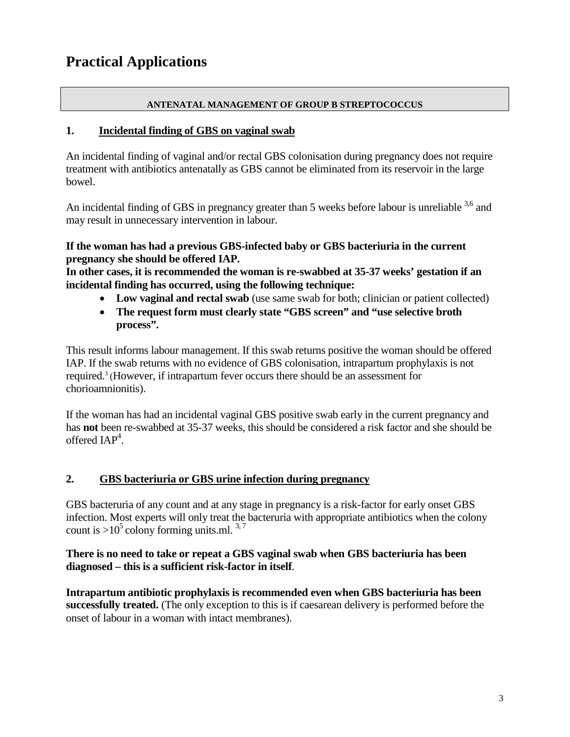# Practical Applications

**ANTENATAL MANAGEMENT OF GROUP B STREPTOCOCCUS**

## 1. Incidental finding of GBS on vaginal swab

An incidental finding of vaginal and/or rectal GBS colonisation during pregnancy does not require treatment with antibiotics antenatally as GBS cannot be eliminated from its reservoir in the large bowel.

An incidental finding of GBS in pregnancy greater than 5 weeks before labour is unreliable [3,6] and may result in unnecessary intervention in labour.

**If the woman has had a previous GBS-infected baby or GBS bacteriuria in the current pregnancy she should be offered IAP.**
**In other cases, it is recommended the woman is re-swabbed at 35-37 weeks' gestation if an incidental finding has occurred, using the following technique:**

- **Low vaginal and rectal swab** (use same swab for both; clinician or patient collected)
- **The request form must clearly state "GBS screen" and "use selective broth process".**

This result informs labour management. If this swab returns positive the woman should be offered IAP. If the swab returns with no evidence of GBS colonisation, intrapartum prophylaxis is not required.[3] (However, if intrapartum fever occurs there should be an assessment for chorioamnionitis).

If the woman has had an incidental vaginal GBS positive swab early in the current pregnancy and has **not** been re-swabbed at 35-37 weeks, this should be considered a risk factor and she should be offered IAP[4].

## 2. GBS bacteriuria or GBS urine infection during pregnancy

GBS bacteruria of any count and at any stage in pregnancy is a risk-factor for early onset GBS infection. Most experts will only treat the bacteruria with appropriate antibiotics when the colony count is $>10^5$ colony forming units.ml. [3, 7]

**There is no need to take or repeat a GBS vaginal swab when GBS bacteriuria has been diagnosed – this is a sufficient risk-factor in itself**.

**Intrapartum antibiotic prophylaxis is recommended even when GBS bacteriuria has been successfully treated.** (The only exception to this is if caesarean delivery is performed before the onset of labour in a woman with intact membranes).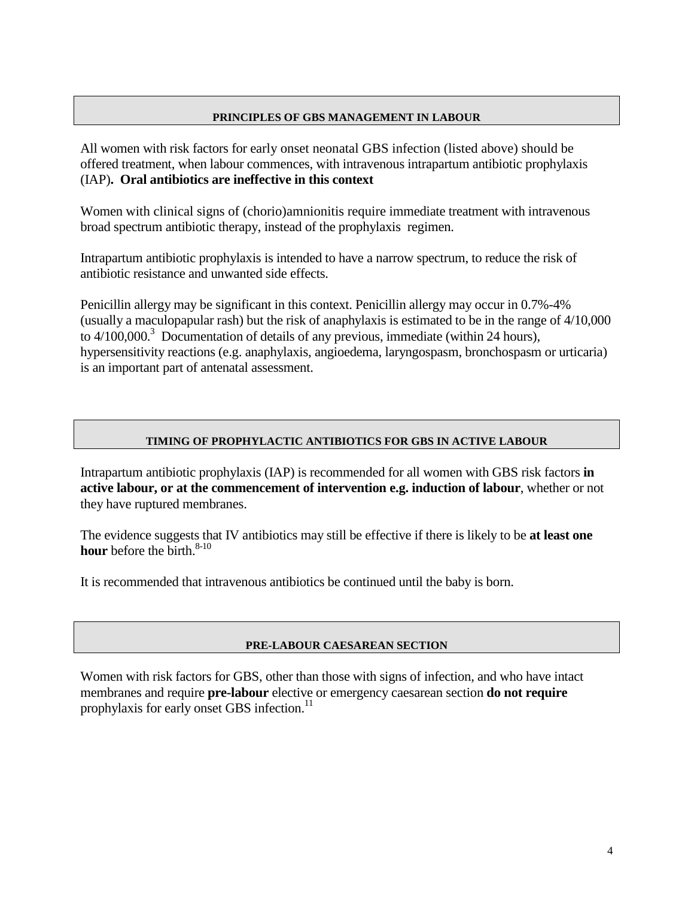## PRINCIPLES OF GBS MANAGEMENT IN LABOUR

All women with risk factors for early onset neonatal GBS infection (listed above) should be offered treatment, when labour commences, with intravenous intrapartum antibiotic prophylaxis (IAP)**. Oral antibiotics are ineffective in this context**

Women with clinical signs of (chorio)amnionitis require immediate treatment with intravenous broad spectrum antibiotic therapy, instead of the prophylaxis regimen.

Intrapartum antibiotic prophylaxis is intended to have a narrow spectrum, to reduce the risk of antibiotic resistance and unwanted side effects.

Penicillin allergy may be significant in this context. Penicillin allergy may occur in 0.7%-4% (usually a maculopapular rash) but the risk of anaphylaxis is estimated to be in the range of 4/10,000 to 4/100,000.[3] Documentation of details of any previous, immediate (within 24 hours), hypersensitivity reactions (e.g. anaphylaxis, angioedema, laryngospasm, bronchospasm or urticaria) is an important part of antenatal assessment.

## TIMING OF PROPHYLACTIC ANTIBIOTICS FOR GBS IN ACTIVE LABOUR

Intrapartum antibiotic prophylaxis (IAP) is recommended for all women with GBS risk factors **in active labour, or at the commencement of intervention e.g. induction of labour**, whether or not they have ruptured membranes.

The evidence suggests that IV antibiotics may still be effective if there is likely to be **at least one hour** before the birth.[8-10]

It is recommended that intravenous antibiotics be continued until the baby is born.

## PRE-LABOUR CAESAREAN SECTION

Women with risk factors for GBS, other than those with signs of infection, and who have intact membranes and require **pre-labour** elective or emergency caesarean section **do not require** prophylaxis for early onset GBS infection.[11]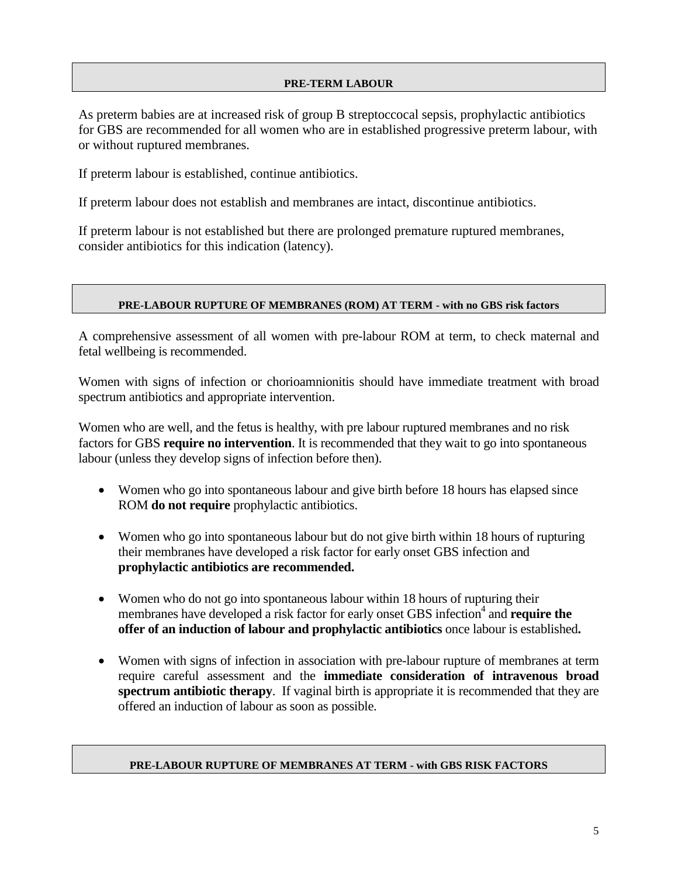## PRE-TERM LABOUR

As preterm babies are at increased risk of group B streptoccocal sepsis, prophylactic antibiotics for GBS are recommended for all women who are in established progressive preterm labour, with or without ruptured membranes.

If preterm labour is established, continue antibiotics.

If preterm labour does not establish and membranes are intact, discontinue antibiotics.

If preterm labour is not established but there are prolonged premature ruptured membranes, consider antibiotics for this indication (latency).

## PRE-LABOUR RUPTURE OF MEMBRANES (ROM) AT TERM - with no GBS risk factors

A comprehensive assessment of all women with pre-labour ROM at term, to check maternal and fetal wellbeing is recommended.

Women with signs of infection or chorioamnionitis should have immediate treatment with broad spectrum antibiotics and appropriate intervention.

Women who are well, and the fetus is healthy, with pre labour ruptured membranes and no risk factors for GBS **require no intervention**. It is recommended that they wait to go into spontaneous labour (unless they develop signs of infection before then).

- Women who go into spontaneous labour and give birth before 18 hours has elapsed since ROM **do not require** prophylactic antibiotics.
- Women who go into spontaneous labour but do not give birth within 18 hours of rupturing their membranes have developed a risk factor for early onset GBS infection and **prophylactic antibiotics are recommended.**
- Women who do not go into spontaneous labour within 18 hours of rupturing their membranes have developed a risk factor for early onset GBS infection[4] and **require the offer of an induction of labour and prophylactic antibiotics** once labour is established**.**
- Women with signs of infection in association with pre-labour rupture of membranes at term require careful assessment and the **immediate consideration of intravenous broad spectrum antibiotic therapy**. If vaginal birth is appropriate it is recommended that they are offered an induction of labour as soon as possible.

## PRE-LABOUR RUPTURE OF MEMBRANES AT TERM - with GBS RISK FACTORS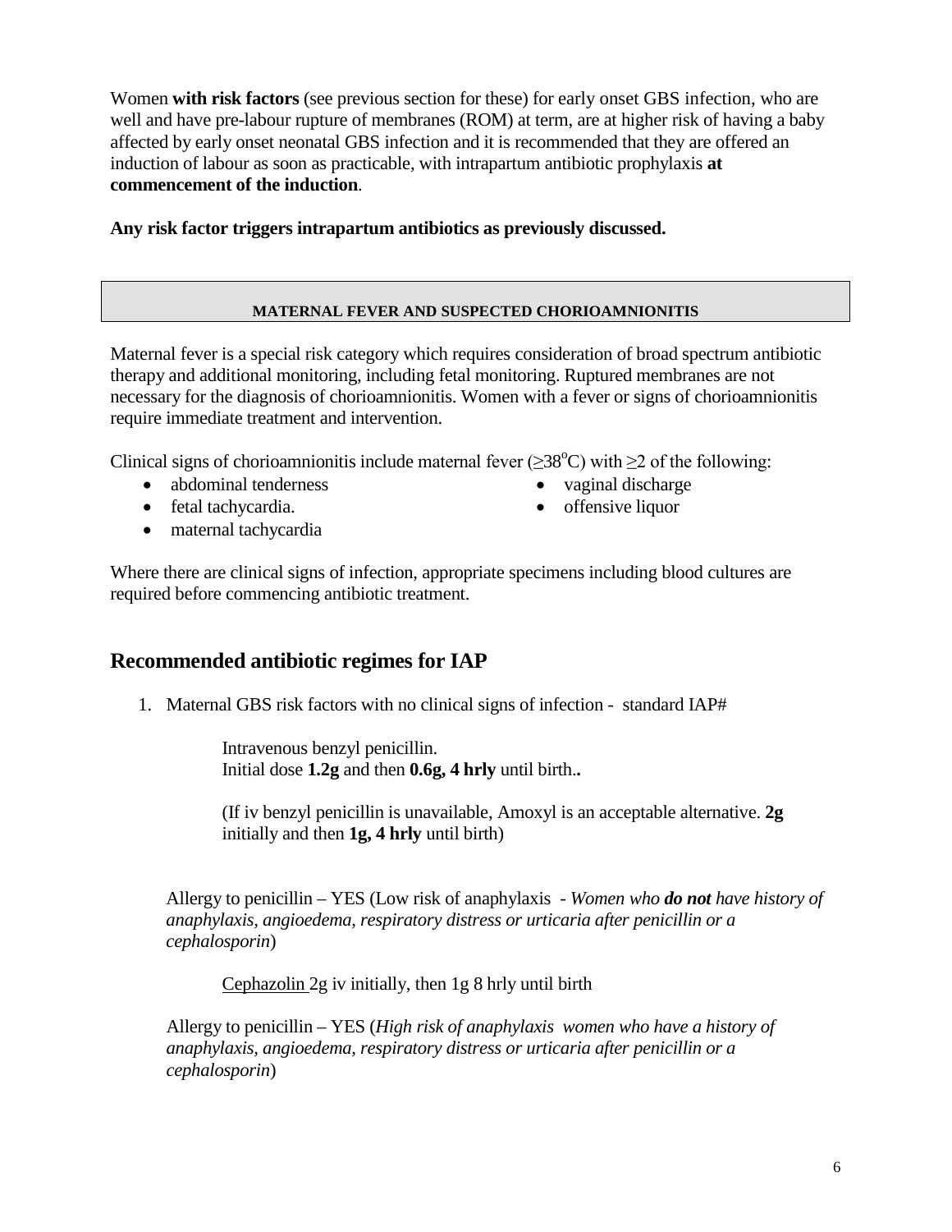Women **with risk factors** (see previous section for these) for early onset GBS infection, who are well and have pre-labour rupture of membranes (ROM) at term, are at higher risk of having a baby affected by early onset neonatal GBS infection and it is recommended that they are offered an induction of labour as soon as practicable, with intrapartum antibiotic prophylaxis **at commencement of the induction**.

**Any risk factor triggers intrapartum antibiotics as previously discussed.**

### MATERNAL FEVER AND SUSPECTED CHORIOAMNIONITIS

Maternal fever is a special risk category which requires consideration of broad spectrum antibiotic therapy and additional monitoring, including fetal monitoring. Ruptured membranes are not necessary for the diagnosis of chorioamnionitis. Women with a fever or signs of chorioamnionitis require immediate treatment and intervention.

Clinical signs of chorioamnionitis include maternal fever ($\geq 38^{o}$C) with $\geq 2$ of the following:

- abdominal tenderness
- fetal tachycardia.
- maternal tachycardia
- vaginal discharge
- offensive liquor

Where there are clinical signs of infection, appropriate specimens including blood cultures are required before commencing antibiotic treatment.

## Recommended antibiotic regimes for IAP

1. Maternal GBS risk factors with no clinical signs of infection - standard IAP#

   Intravenous benzyl penicillin.
   Initial dose **1.2g** and then **0.6g, 4 hrly** until birth**.**

   (If iv benzyl penicillin is unavailable, Amoxyl is an acceptable alternative. **2g** initially and then **1g, 4 hrly** until birth)

   Allergy to penicillin – YES (Low risk of anaphylaxis - *Women who **do not** have history of anaphylaxis, angioedema, respiratory distress or urticaria after penicillin or a cephalosporin*)

   Cephazolin 2g iv initially, then 1g 8 hrly until birth

   Allergy to penicillin – YES (*High risk of anaphylaxis women who have a history of anaphylaxis, angioedema, respiratory distress or urticaria after penicillin or a cephalosporin*)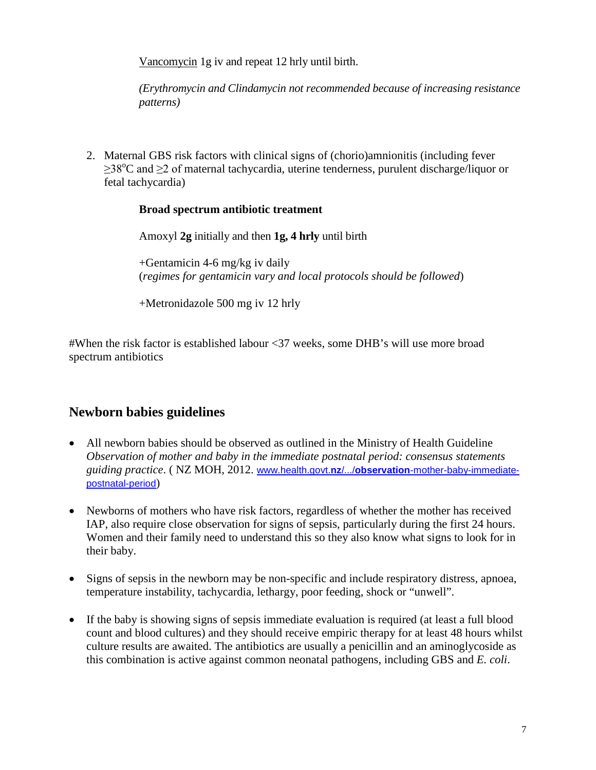Vancomycin 1g iv and repeat 12 hrly until birth.

*(Erythromycin and Clindamycin not recommended because of increasing resistance patterns)*

2. Maternal GBS risk factors with clinical signs of (chorio)amnionitis (including fever $\geq 38^{o}$C and $\geq 2$ of maternal tachycardia, uterine tenderness, purulent discharge/liquor or fetal tachycardia)

   **Broad spectrum antibiotic treatment**

   Amoxyl **2g** initially and then **1g, 4 hrly** until birth

   +Gentamicin 4-6 mg/kg iv daily
   (*regimes for gentamicin vary and local protocols should be followed*)

   +Metronidazole 500 mg iv 12 hrly

#When the risk factor is established labour <37 weeks, some DHB's will use more broad spectrum antibiotics

## Newborn babies guidelines

- All newborn babies should be observed as outlined in the Ministry of Health Guideline *Observation of mother and baby in the immediate postnatal period: consensus statements guiding practice*. ( NZ MOH, 2012. www.health.govt.nz/.../observation-mother-baby-immediate-postnatal-period)
- Newborns of mothers who have risk factors, regardless of whether the mother has received IAP, also require close observation for signs of sepsis, particularly during the first 24 hours. Women and their family need to understand this so they also know what signs to look for in their baby.
- Signs of sepsis in the newborn may be non-specific and include respiratory distress, apnoea, temperature instability, tachycardia, lethargy, poor feeding, shock or "unwell".
- If the baby is showing signs of sepsis immediate evaluation is required (at least a full blood count and blood cultures) and they should receive empiric therapy for at least 48 hours whilst culture results are awaited. The antibiotics are usually a penicillin and an aminoglycoside as this combination is active against common neonatal pathogens, including GBS and *E. coli*.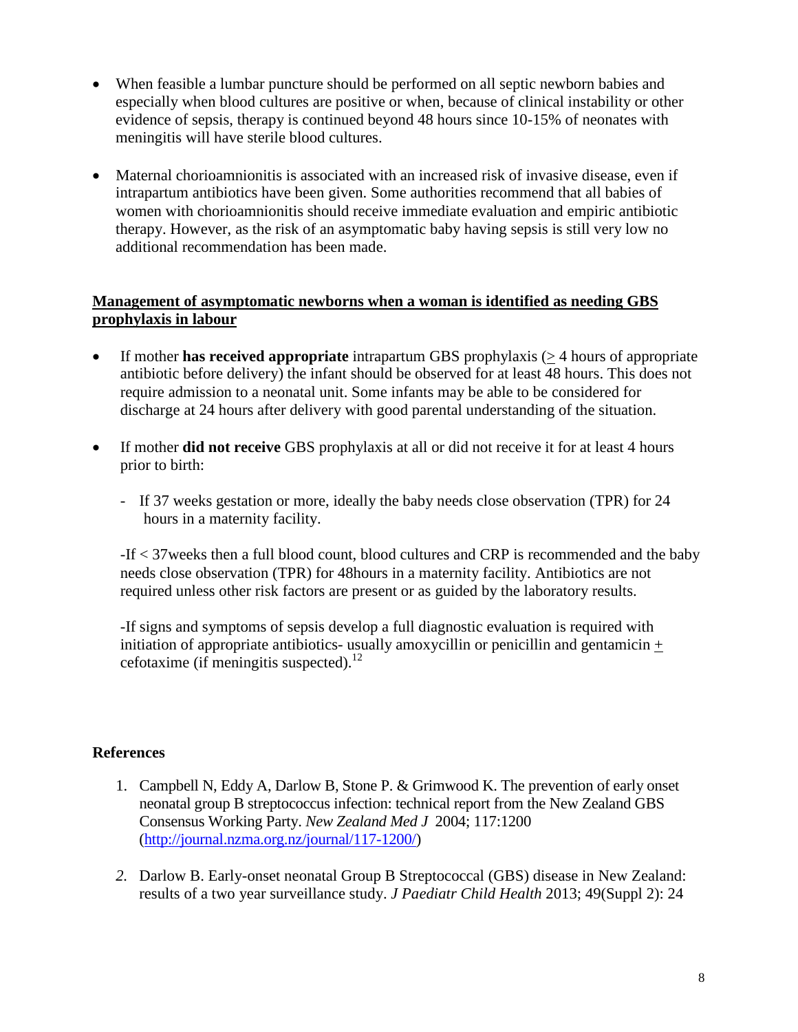- When feasible a lumbar puncture should be performed on all septic newborn babies and especially when blood cultures are positive or when, because of clinical instability or other evidence of sepsis, therapy is continued beyond 48 hours since 10-15% of neonates with meningitis will have sterile blood cultures.

- Maternal chorioamnionitis is associated with an increased risk of invasive disease, even if intrapartum antibiotics have been given. Some authorities recommend that all babies of women with chorioamnionitis should receive immediate evaluation and empiric antibiotic therapy. However, as the risk of an asymptomatic baby having sepsis is still very low no additional recommendation has been made.

## Management of asymptomatic newborns when a woman is identified as needing GBS prophylaxis in labour

- If mother **has received appropriate** intrapartum GBS prophylaxis (≥ 4 hours of appropriate antibiotic before delivery) the infant should be observed for at least 48 hours. This does not require admission to a neonatal unit. Some infants may be able to be considered for discharge at 24 hours after delivery with good parental understanding of the situation.

- If mother **did not receive** GBS prophylaxis at all or did not receive it for at least 4 hours prior to birth:

  - If 37 weeks gestation or more, ideally the baby needs close observation (TPR) for 24 hours in a maternity facility.

  -If < 37weeks then a full blood count, blood cultures and CRP is recommended and the baby needs close observation (TPR) for 48hours in a maternity facility. Antibiotics are not required unless other risk factors are present or as guided by the laboratory results.

  -If signs and symptoms of sepsis develop a full diagnostic evaluation is required with initiation of appropriate antibiotics- usually amoxycillin or penicillin and gentamicin ± cefotaxime (if meningitis suspected).[12]

## References

1. Campbell N, Eddy A, Darlow B, Stone P. & Grimwood K. The prevention of early onset neonatal group B streptococcus infection: technical report from the New Zealand GBS Consensus Working Party. *New Zealand Med J* 2004; 117:1200 (http://journal.nzma.org.nz/journal/117-1200/)

2. Darlow B. Early-onset neonatal Group B Streptococcal (GBS) disease in New Zealand: results of a two year surveillance study. *J Paediatr Child Health* 2013; 49(Suppl 2): 24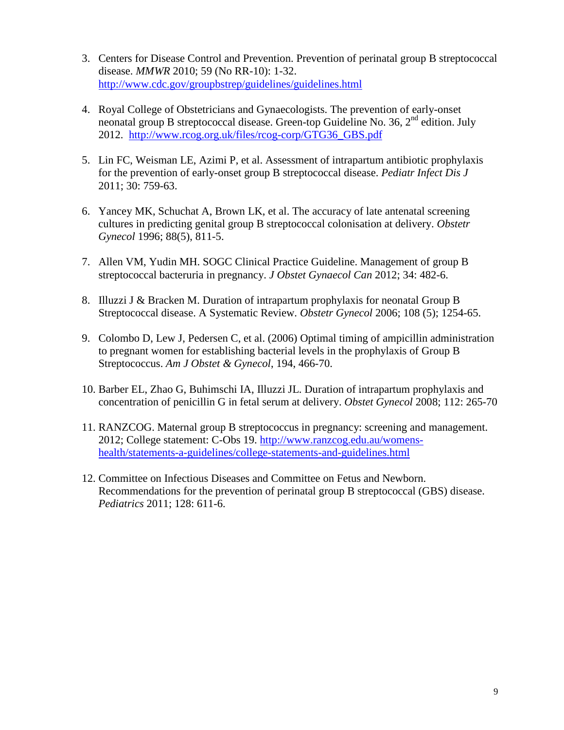3. Centers for Disease Control and Prevention. Prevention of perinatal group B streptococcal disease. *MMWR* 2010; 59 (No RR-10): 1-32. http://www.cdc.gov/groupbstrep/guidelines/guidelines.html

4. Royal College of Obstetricians and Gynaecologists. The prevention of early-onset neonatal group B streptococcal disease. Green-top Guideline No. 36, 2nd edition. July 2012. http://www.rcog.org.uk/files/rcog-corp/GTG36_GBS.pdf

5. Lin FC, Weisman LE, Azimi P, et al. Assessment of intrapartum antibiotic prophylaxis for the prevention of early-onset group B streptococcal disease. *Pediatr Infect Dis J* 2011; 30: 759-63.

6. Yancey MK, Schuchat A, Brown LK, et al. The accuracy of late antenatal screening cultures in predicting genital group B streptococcal colonisation at delivery. *Obstetr Gynecol* 1996; 88(5), 811-5.

7. Allen VM, Yudin MH. SOGC Clinical Practice Guideline. Management of group B streptococcal bacteruria in pregnancy. *J Obstet Gynaecol Can* 2012; 34: 482-6.

8. Illuzzi J & Bracken M. Duration of intrapartum prophylaxis for neonatal Group B Streptococcal disease. A Systematic Review. *Obstetr Gynecol* 2006; 108 (5); 1254-65.

9. Colombo D, Lew J, Pedersen C, et al. (2006) Optimal timing of ampicillin administration to pregnant women for establishing bacterial levels in the prophylaxis of Group B Streptococcus. *Am J Obstet & Gynecol*, 194, 466-70.

10. Barber EL, Zhao G, Buhimschi IA, Illuzzi JL. Duration of intrapartum prophylaxis and concentration of penicillin G in fetal serum at delivery. *Obstet Gynecol* 2008; 112: 265-70

11. RANZCOG. Maternal group B streptococcus in pregnancy: screening and management. 2012; College statement: C-Obs 19. http://www.ranzcog.edu.au/womens-health/statements-a-guidelines/college-statements-and-guidelines.html

12. Committee on Infectious Diseases and Committee on Fetus and Newborn. Recommendations for the prevention of perinatal group B streptococcal (GBS) disease. *Pediatrics* 2011; 128: 611-6.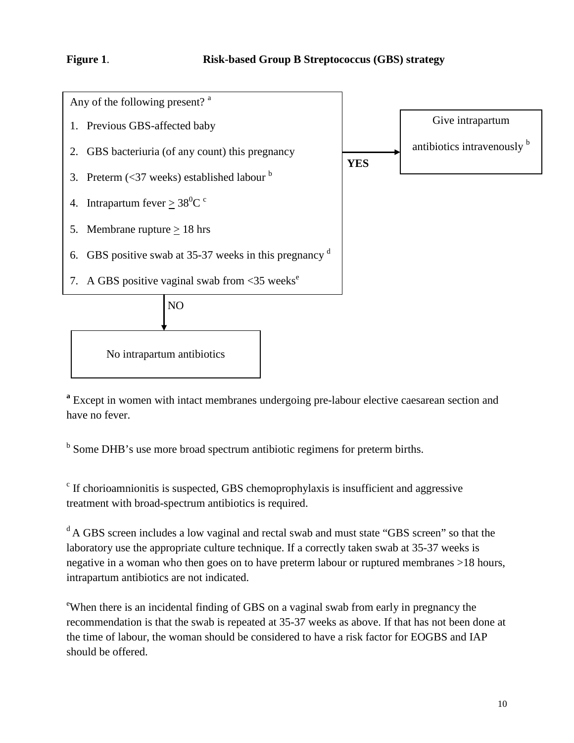**Figure 1**. **Risk-based Group B Streptococcus (GBS) strategy**

Any of the following present? [a]

1. Previous GBS-affected baby
2. GBS bacteriuria (of any count) this pregnancy
3. Preterm (<37 weeks) established labour [b]
4. Intrapartum fever ≥ $38^0$C [c]
5. Membrane rupture ≥ 18 hrs
6. GBS positive swab at 35-37 weeks in this pregnancy [d]
7. A GBS positive vaginal swab from <35 weeks[e]

**YES** → Give intrapartum antibiotics intravenously [b]

NO → No intrapartum antibiotics

**[a]** Except in women with intact membranes undergoing pre-labour elective caesarean section and have no fever.

[b] Some DHB's use more broad spectrum antibiotic regimens for preterm births.

[c] If chorioamnionitis is suspected, GBS chemoprophylaxis is insufficient and aggressive treatment with broad-spectrum antibiotics is required.

[d] A GBS screen includes a low vaginal and rectal swab and must state "GBS screen" so that the laboratory use the appropriate culture technique. If a correctly taken swab at 35-37 weeks is negative in a woman who then goes on to have preterm labour or ruptured membranes >18 hours, intrapartum antibiotics are not indicated.

[e] When there is an incidental finding of GBS on a vaginal swab from early in pregnancy the recommendation is that the swab is repeated at 35-37 weeks as above. If that has not been done at the time of labour, the woman should be considered to have a risk factor for EOGBS and IAP should be offered.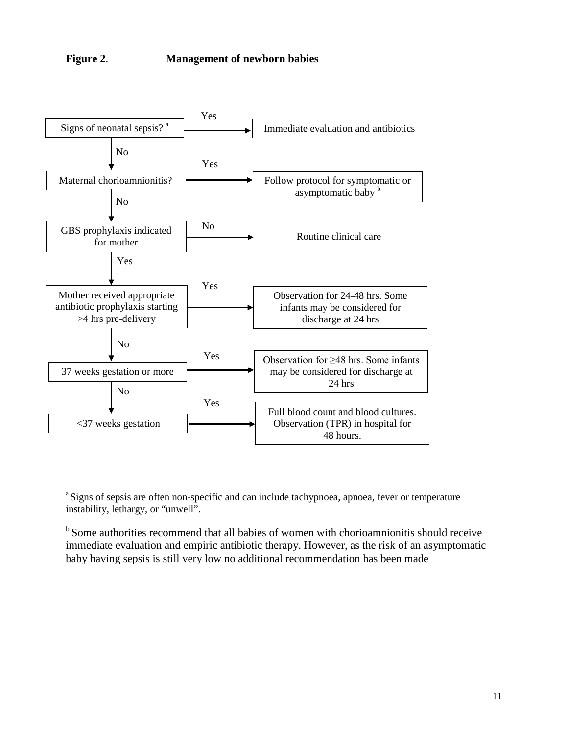**Figure 2**. **Management of newborn babies**

Signs of neonatal sepsis? [a]

Yes

Immediate evaluation and antibiotics

No

Maternal chorioamnionitis?

Yes

Follow protocol for symptomatic or asymptomatic baby [b]

No

GBS prophylaxis indicated for mother

No

Routine clinical care

Yes

Mother received appropriate antibiotic prophylaxis starting >4 hrs pre-delivery

Yes

Observation for 24-48 hrs. Some infants may be considered for discharge at 24 hrs

No

37 weeks gestation or more

Yes

Observation for ≥48 hrs. Some infants may be considered for discharge at 24 hrs

No

<37 weeks gestation

Yes

Full blood count and blood cultures. Observation (TPR) in hospital for 48 hours.

[a] Signs of sepsis are often non-specific and can include tachypnoea, apnoea, fever or temperature instability, lethargy, or "unwell".

[b] Some authorities recommend that all babies of women with chorioamnionitis should receive immediate evaluation and empiric antibiotic therapy. However, as the risk of an asymptomatic baby having sepsis is still very low no additional recommendation has been made